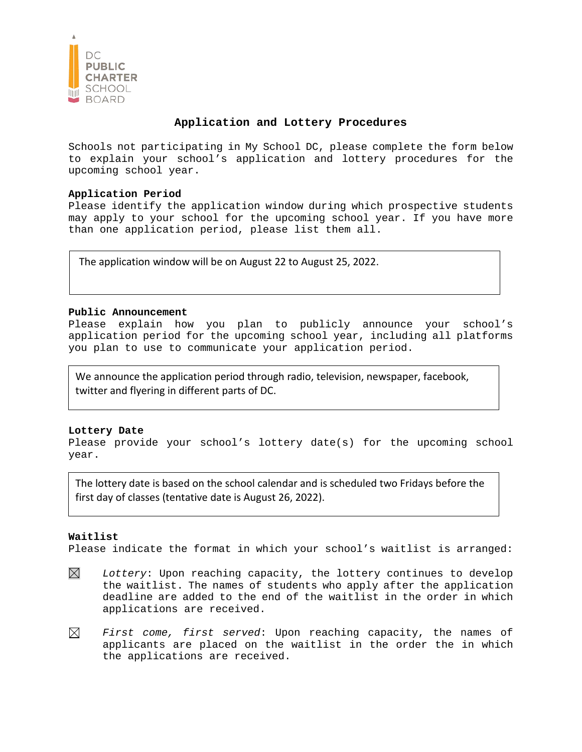DC PUBLIC CHARTER SCHOOL BOARD

# Application and Lottery Procedures

Schools not participating in My School DC, please complete the form below to explain your school's application and lottery procedures for the upcoming school year.

**Application Period**
Please identify the application window during which prospective students may apply to your school for the upcoming school year. If you have more than one application period, please list them all.

> The application window will be on August 22 to August 25, 2022.

**Public Announcement**
Please explain how you plan to publicly announce your school's application period for the upcoming school year, including all platforms you plan to use to communicate your application period.

> We announce the application period through radio, television, newspaper, facebook, twitter and flyering in different parts of DC.

**Lottery Date**
Please provide your school's lottery date(s) for the upcoming school year.

> The lottery date is based on the school calendar and is scheduled two Fridays before the first day of classes (tentative date is August 26, 2022).

**Waitlist**
Please indicate the format in which your school's waitlist is arranged:

☒ *Lottery*: Upon reaching capacity, the lottery continues to develop the waitlist. The names of students who apply after the application deadline are added to the end of the waitlist in the order in which applications are received.

☒ *First come, first served*: Upon reaching capacity, the names of applicants are placed on the waitlist in the order the in which the applications are received.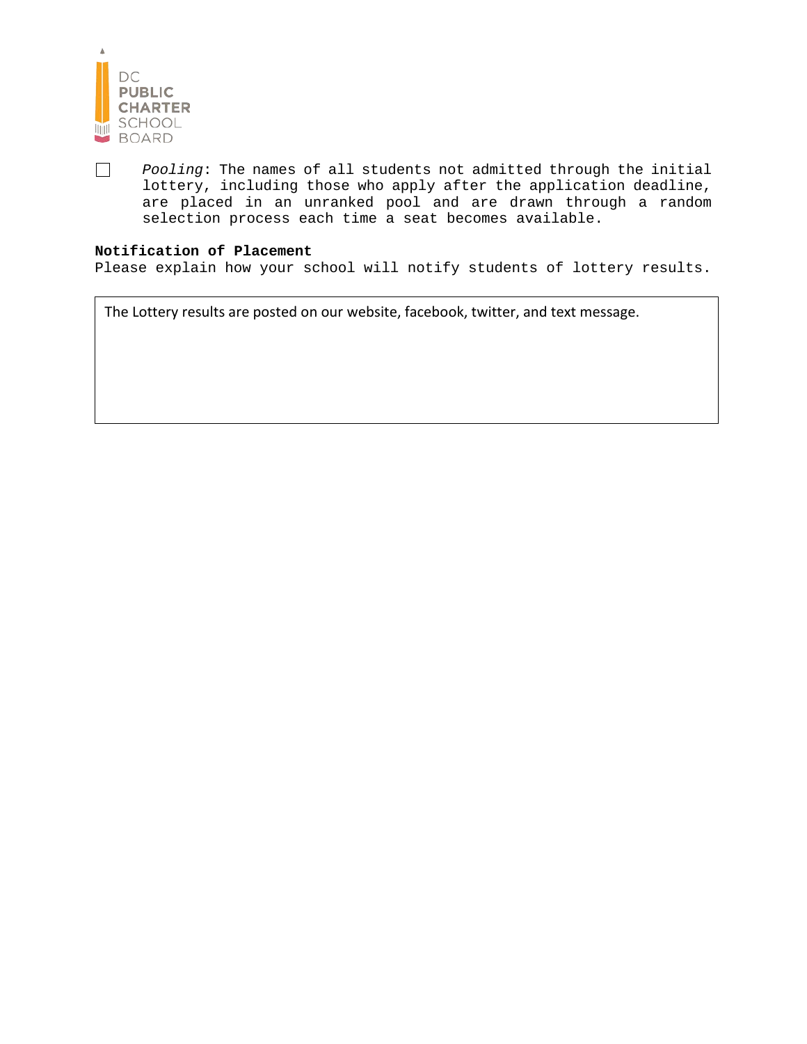☐ *Pooling*: The names of all students not admitted through the initial lottery, including those who apply after the application deadline, are placed in an unranked pool and are drawn through a random selection process each time a seat becomes available.

**Notification of Placement**

Please explain how your school will notify students of lottery results.

| |
|---|
| The Lottery results are posted on our website, facebook, twitter, and text message. |